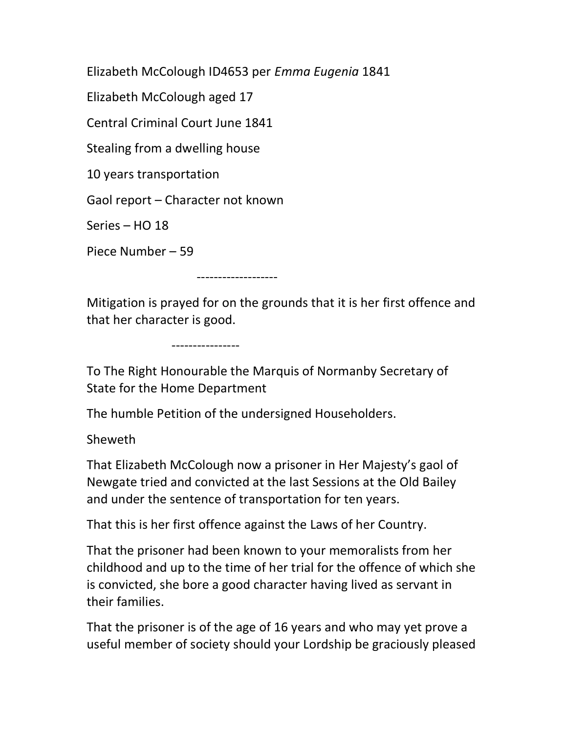Elizabeth McColough ID4653 per *Emma Eugenia* 1841

Elizabeth McColough aged 17

Central Criminal Court June 1841

Stealing from a dwelling house

10 years transportation

Gaol report – Character not known

Series – HO 18

Piece Number – 59

-------------------

Mitigation is prayed for on the grounds that it is her first offence and that her character is good.

----------------

To The Right Honourable the Marquis of Normanby Secretary of State for the Home Department

The humble Petition of the undersigned Householders.

Sheweth

That Elizabeth McColough now a prisoner in Her Majesty's gaol of Newgate tried and convicted at the last Sessions at the Old Bailey and under the sentence of transportation for ten years.

That this is her first offence against the Laws of her Country.

That the prisoner had been known to your memoralists from her childhood and up to the time of her trial for the offence of which she is convicted, she bore a good character having lived as servant in their families.

That the prisoner is of the age of 16 years and who may yet prove a useful member of society should your Lordship be graciously pleased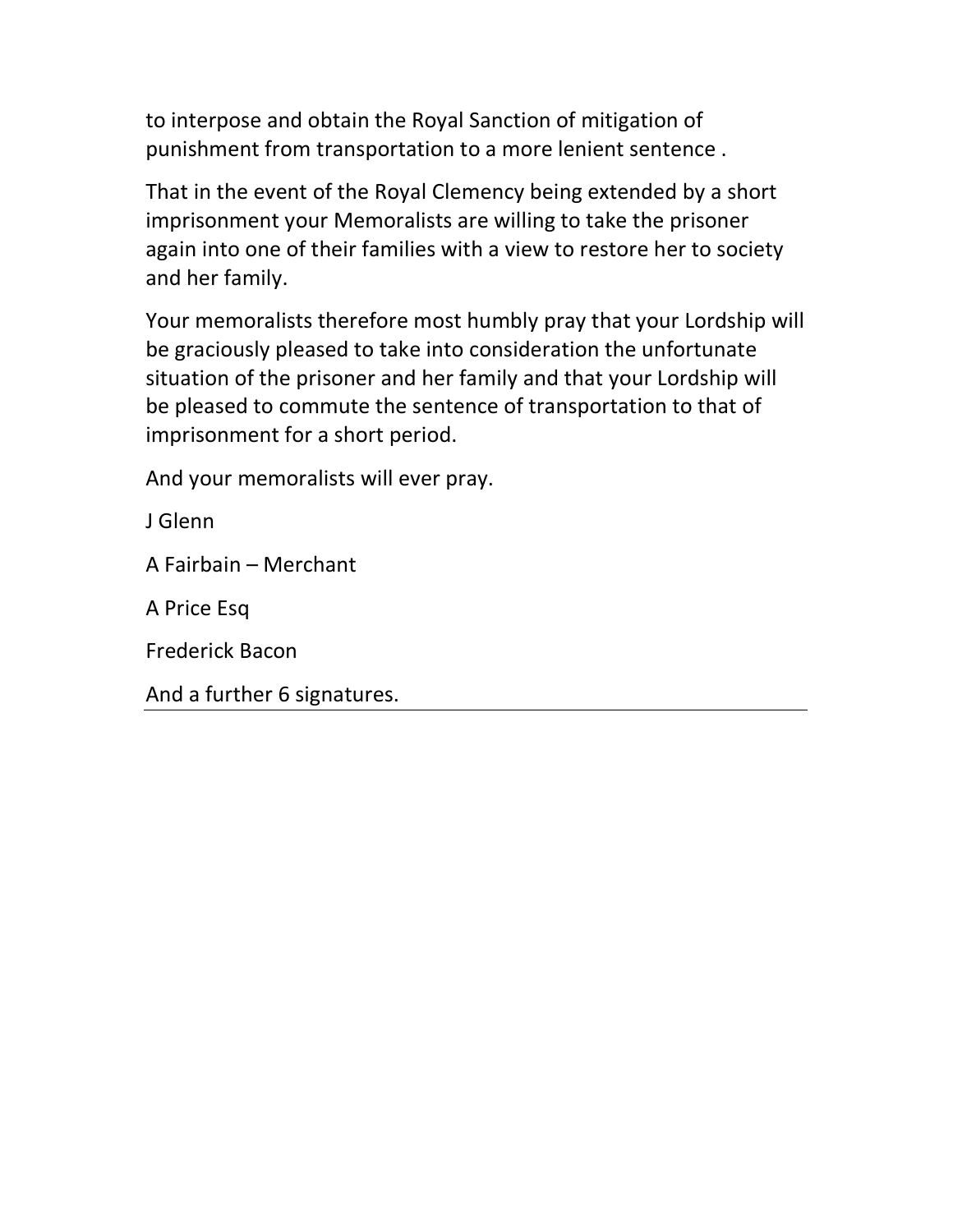to interpose and obtain the Royal Sanction of mitigation of punishment from transportation to a more lenient sentence .

That in the event of the Royal Clemency being extended by a short imprisonment your Memoralists are willing to take the prisoner again into one of their families with a view to restore her to society and her family.

Your memoralists therefore most humbly pray that your Lordship will be graciously pleased to take into consideration the unfortunate situation of the prisoner and her family and that your Lordship will be pleased to commute the sentence of transportation to that of imprisonment for a short period.

And your memoralists will ever pray.

J Glenn

A Fairbain – Merchant

A Price Esq

Frederick Bacon

And a further 6 signatures.

---